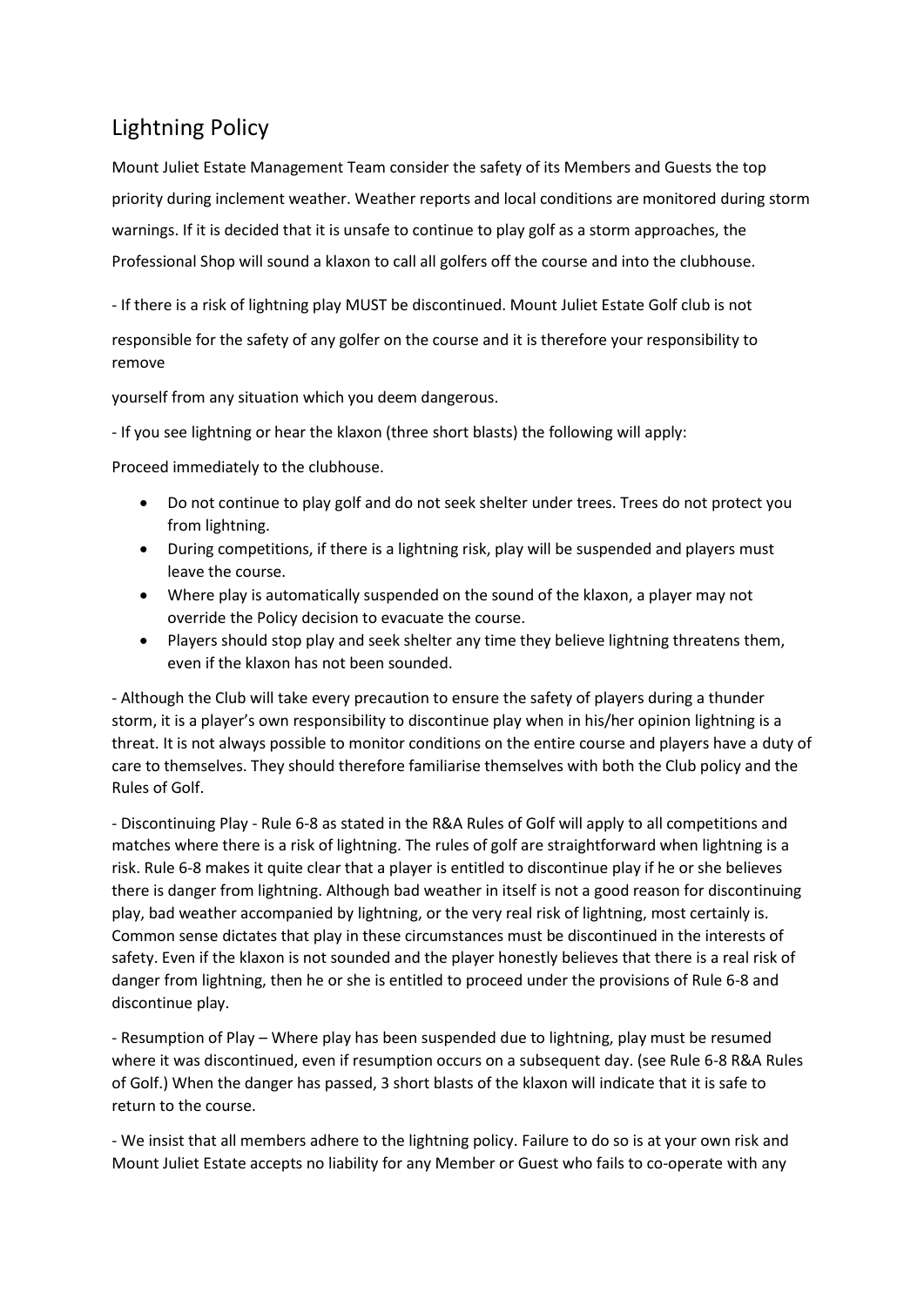# Lightning Policy

Mount Juliet Estate Management Team consider the safety of its Members and Guests the top priority during inclement weather. Weather reports and local conditions are monitored during storm warnings. If it is decided that it is unsafe to continue to play golf as a storm approaches, the Professional Shop will sound a klaxon to call all golfers off the course and into the clubhouse.

- If there is a risk of lightning play MUST be discontinued. Mount Juliet Estate Golf club is not responsible for the safety of any golfer on the course and it is therefore your responsibility to remove yourself from any situation which you deem dangerous.

- If you see lightning or hear the klaxon (three short blasts) the following will apply:

Proceed immediately to the clubhouse.

- Do not continue to play golf and do not seek shelter under trees. Trees do not protect you from lightning.
- During competitions, if there is a lightning risk, play will be suspended and players must leave the course.
- Where play is automatically suspended on the sound of the klaxon, a player may not override the Policy decision to evacuate the course.
- Players should stop play and seek shelter any time they believe lightning threatens them, even if the klaxon has not been sounded.

- Although the Club will take every precaution to ensure the safety of players during a thunder storm, it is a player's own responsibility to discontinue play when in his/her opinion lightning is a threat. It is not always possible to monitor conditions on the entire course and players have a duty of care to themselves. They should therefore familiarise themselves with both the Club policy and the Rules of Golf.

- Discontinuing Play - Rule 6-8 as stated in the R&A Rules of Golf will apply to all competitions and matches where there is a risk of lightning. The rules of golf are straightforward when lightning is a risk. Rule 6-8 makes it quite clear that a player is entitled to discontinue play if he or she believes there is danger from lightning. Although bad weather in itself is not a good reason for discontinuing play, bad weather accompanied by lightning, or the very real risk of lightning, most certainly is. Common sense dictates that play in these circumstances must be discontinued in the interests of safety. Even if the klaxon is not sounded and the player honestly believes that there is a real risk of danger from lightning, then he or she is entitled to proceed under the provisions of Rule 6-8 and discontinue play.

- Resumption of Play – Where play has been suspended due to lightning, play must be resumed where it was discontinued, even if resumption occurs on a subsequent day. (see Rule 6-8 R&A Rules of Golf.) When the danger has passed, 3 short blasts of the klaxon will indicate that it is safe to return to the course.

- We insist that all members adhere to the lightning policy. Failure to do so is at your own risk and Mount Juliet Estate accepts no liability for any Member or Guest who fails to co-operate with any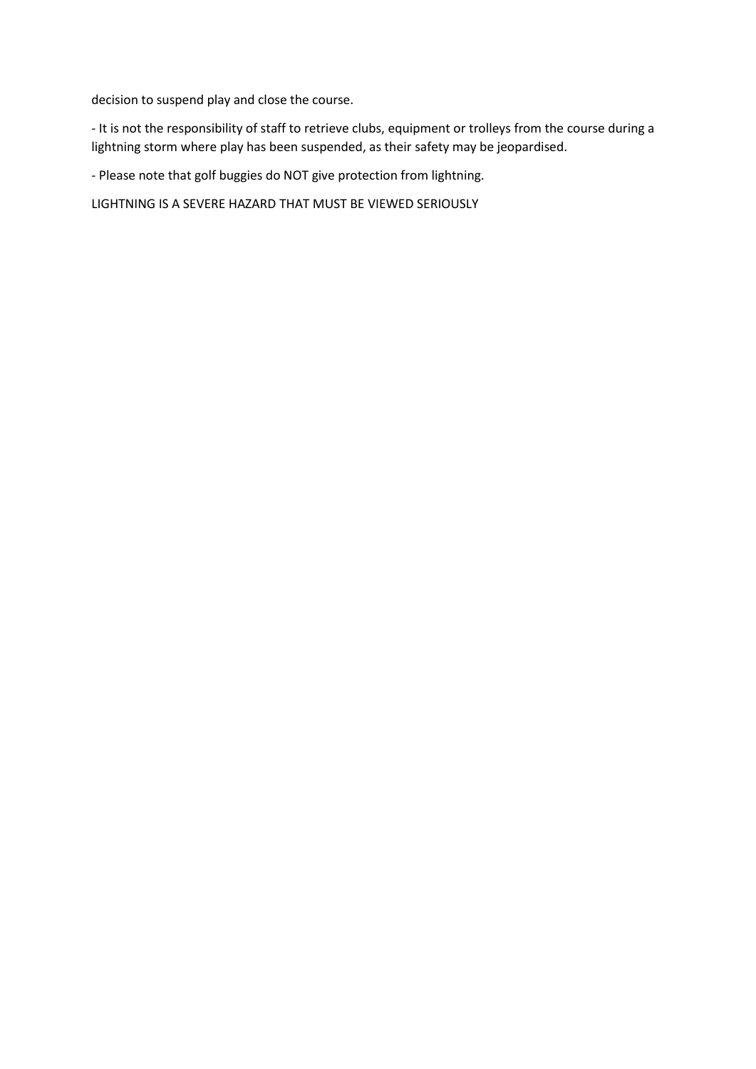decision to suspend play and close the course.

- It is not the responsibility of staff to retrieve clubs, equipment or trolleys from the course during a lightning storm where play has been suspended, as their safety may be jeopardised.

- Please note that golf buggies do NOT give protection from lightning.

LIGHTNING IS A SEVERE HAZARD THAT MUST BE VIEWED SERIOUSLY